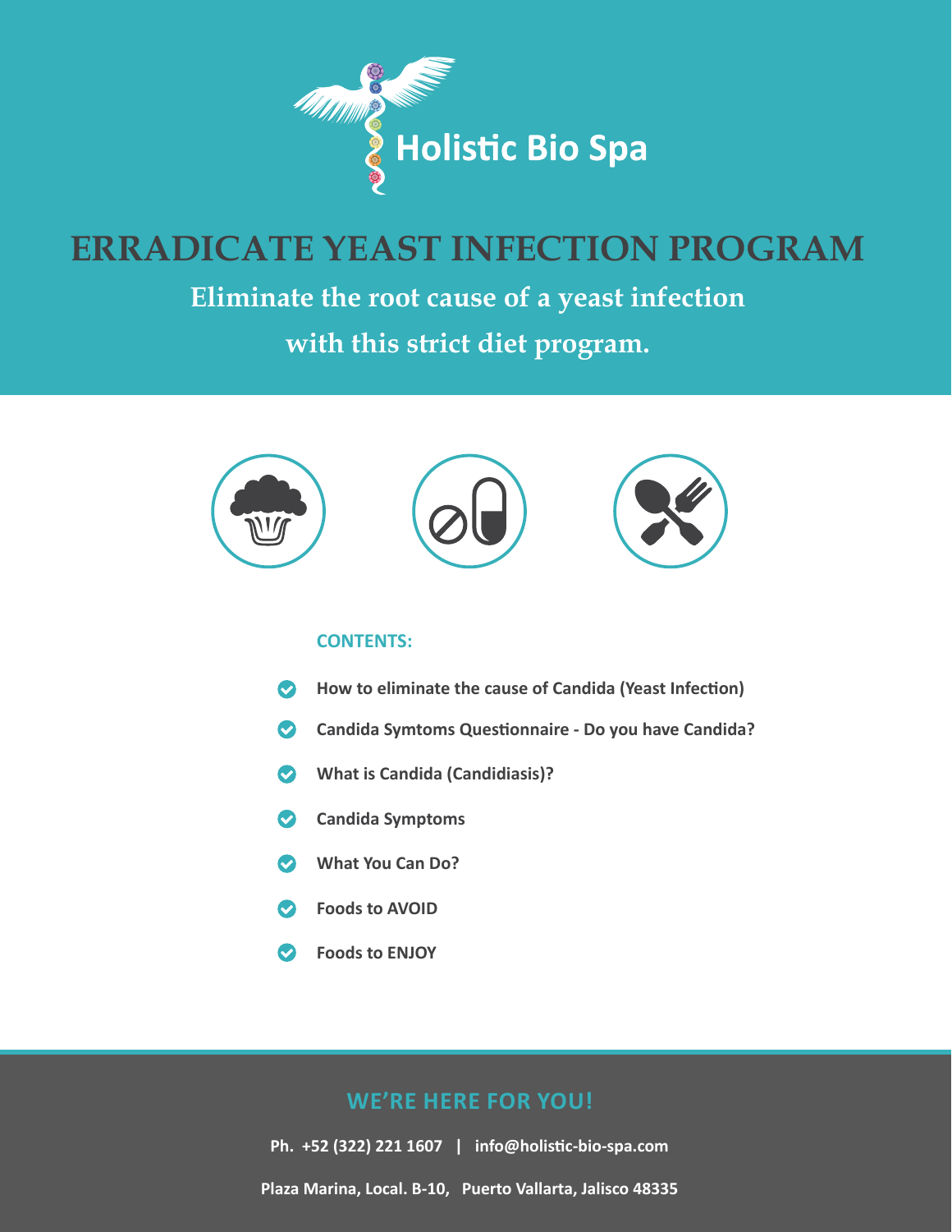Holistic Bio Spa

# ERRADICATE YEAST INFECTION PROGRAM

**Eliminate the root cause of a yeast infection with this strict diet program.**

## CONTENTS:

- How to eliminate the cause of Candida (Yeast Infection)
- Candida Symtoms Questionnaire - Do you have Candida?
- What is Candida (Candidiasis)?
- Candida Symptoms
- What You Can Do?
- Foods to AVOID
- Foods to ENJOY

## WE'RE HERE FOR YOU!

**Ph. +52 (322) 221 1607 | info@holistic-bio-spa.com**

**Plaza Marina, Local. B-10, Puerto Vallarta, Jalisco 48335**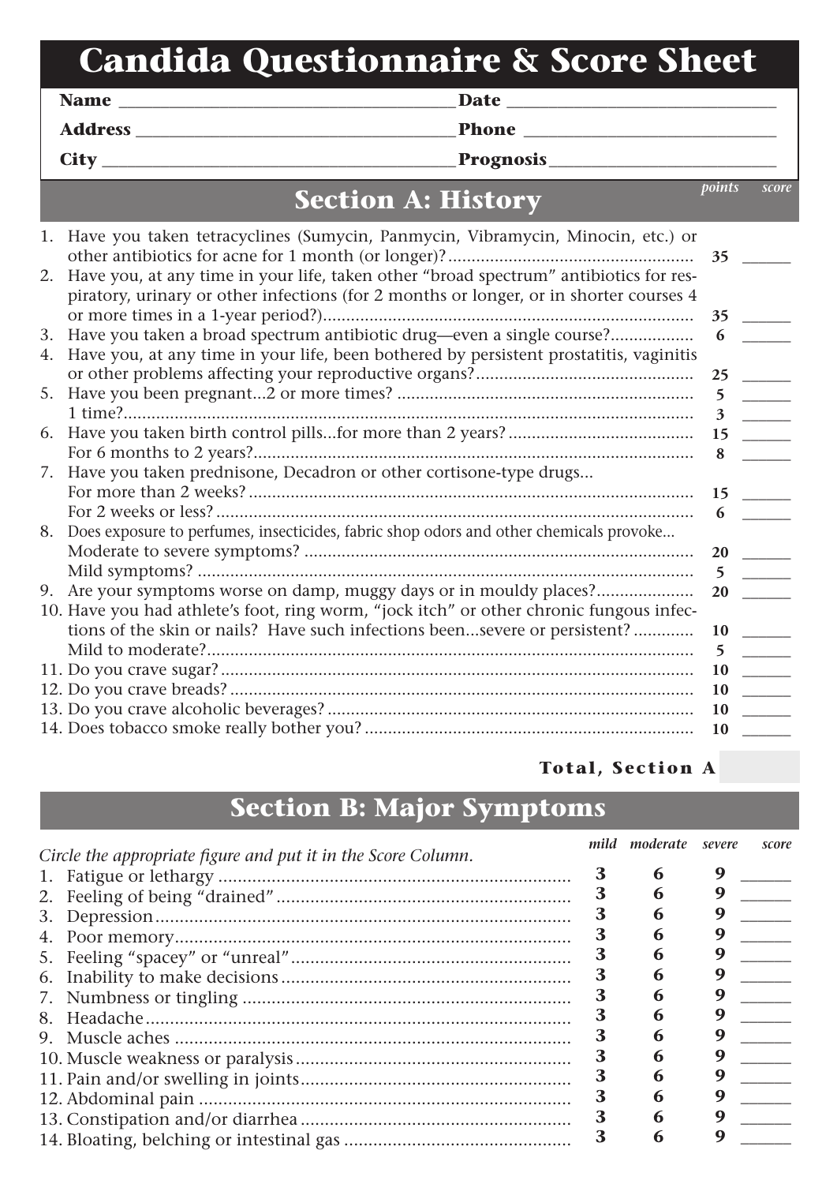# Candida Questionnaire & Score Sheet

**Name** ______________________ **Date** ______________________

**Address** ______________________ **Phone** ______________________

**City** ______________________ **Prognosis** ______________________

## Section A: History

| | points | score |
|---|---|---|
| 1. Have you taken tetracyclines (Sumycin, Panmycin, Vibramycin, Minocin, etc.) or other antibiotics for acne for 1 month (or longer)? | 35 | ______ |
| 2. Have you, at any time in your life, taken other "broad spectrum" antibiotics for respiratory, urinary or other infections (for 2 months or longer, or in shorter courses 4 or more times in a 1-year period?) | 35 | ______ |
| 3. Have you taken a broad spectrum antibiotic drug—even a single course? | 6 | ______ |
| 4. Have you, at any time in your life, been bothered by persistent prostatitis, vaginitis or other problems affecting your reproductive organs? | 25 | ______ |
| 5. Have you been pregnant...2 or more times? | 5 | ______ |
| 1 time? | 3 | ______ |
| 6. Have you taken birth control pills...for more than 2 years? | 15 | ______ |
| For 6 months to 2 years? | 8 | ______ |
| 7. Have you taken prednisone, Decadron or other cortisone-type drugs... | | |
| For more than 2 weeks? | 15 | ______ |
| For 2 weeks or less? | 6 | ______ |
| 8. Does exposure to perfumes, insecticides, fabric shop odors and other chemicals provoke... | | |
| Moderate to severe symptoms? | 20 | ______ |
| Mild symptoms? | 5 | ______ |
| 9. Are your symptoms worse on damp, muggy days or in mouldy places? | 20 | ______ |
| 10. Have you had athlete's foot, ring worm, "jock itch" or other chronic fungous infections of the skin or nails? Have such infections been...severe or persistent? | 10 | ______ |
| Mild to moderate? | 5 | ______ |
| 11. Do you crave sugar? | 10 | ______ |
| 12. Do you crave breads? | 10 | ______ |
| 13. Do you crave alcoholic beverages? | 10 | ______ |
| 14. Does tobacco smoke really bother you? | 10 | ______ |

**Total, Section A** ______

## Section B: Major Symptoms

*Circle the appropriate figure and put it in the Score Column.*

| | mild | moderate | severe | score |
|---|---|---|---|---|
| 1. Fatigue or lethargy | 3 | 6 | 9 | ______ |
| 2. Feeling of being "drained" | 3 | 6 | 9 | ______ |
| 3. Depression | 3 | 6 | 9 | ______ |
| 4. Poor memory | 3 | 6 | 9 | ______ |
| 5. Feeling "spacey" or "unreal" | 3 | 6 | 9 | ______ |
| 6. Inability to make decisions | 3 | 6 | 9 | ______ |
| 7. Numbness or tingling | 3 | 6 | 9 | ______ |
| 8. Headache | 3 | 6 | 9 | ______ |
| 9. Muscle aches | 3 | 6 | 9 | ______ |
| 10. Muscle weakness or paralysis | 3 | 6 | 9 | ______ |
| 11. Pain and/or swelling in joints | 3 | 6 | 9 | ______ |
| 12. Abdominal pain | 3 | 6 | 9 | ______ |
| 13. Constipation and/or diarrhea | 3 | 6 | 9 | ______ |
| 14. Bloating, belching or intestinal gas | 3 | 6 | 9 | ______ |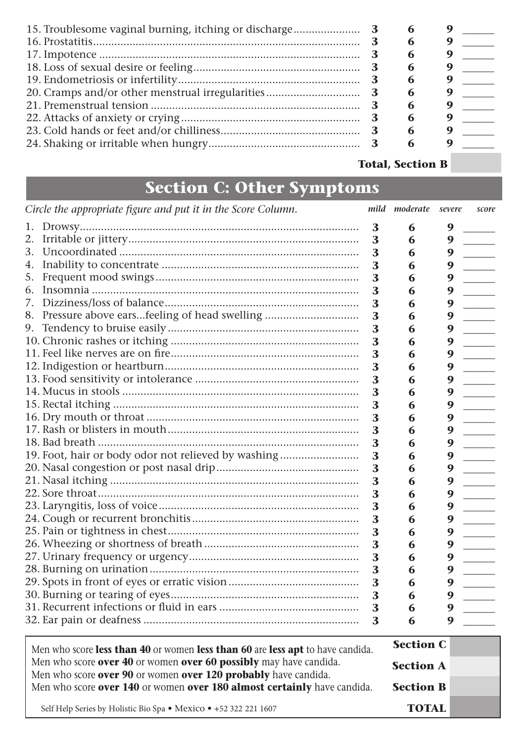| | | | | |
|---|---|---|---|---|
| 15. Troublesome vaginal burning, itching or discharge | 3 | 6 | 9 | ______ |
| 16. Prostatitis | 3 | 6 | 9 | ______ |
| 17. Impotence | 3 | 6 | 9 | ______ |
| 18. Loss of sexual desire or feeling | 3 | 6 | 9 | ______ |
| 19. Endometriosis or infertility | 3 | 6 | 9 | ______ |
| 20. Cramps and/or other menstrual irregularities | 3 | 6 | 9 | ______ |
| 21. Premenstrual tension | 3 | 6 | 9 | ______ |
| 22. Attacks of anxiety or crying | 3 | 6 | 9 | ______ |
| 23. Cold hands or feet and/or chilliness | 3 | 6 | 9 | ______ |
| 24. Shaking or irritable when hungry | 3 | 6 | 9 | ______ |

**Total, Section B** ______

## Section C: Other Symptoms

| *Circle the appropriate figure and put it in the Score Column.* | *mild* | *moderate* | *severe* | *score* |
|---|---|---|---|---|
| 1. Drowsy | 3 | 6 | 9 | ______ |
| 2. Irritable or jittery | 3 | 6 | 9 | ______ |
| 3. Uncoordinated | 3 | 6 | 9 | ______ |
| 4. Inability to concentrate | 3 | 6 | 9 | ______ |
| 5. Frequent mood swings | 3 | 6 | 9 | ______ |
| 6. Insomnia | 3 | 6 | 9 | ______ |
| 7. Dizziness/loss of balance | 3 | 6 | 9 | ______ |
| 8. Pressure above ears...feeling of head swelling | 3 | 6 | 9 | ______ |
| 9. Tendency to bruise easily | 3 | 6 | 9 | ______ |
| 10. Chronic rashes or itching | 3 | 6 | 9 | ______ |
| 11. Feel like nerves are on fire | 3 | 6 | 9 | ______ |
| 12. Indigestion or heartburn | 3 | 6 | 9 | ______ |
| 13. Food sensitivity or intolerance | 3 | 6 | 9 | ______ |
| 14. Mucus in stools | 3 | 6 | 9 | ______ |
| 15. Rectal itching | 3 | 6 | 9 | ______ |
| 16. Dry mouth or throat | 3 | 6 | 9 | ______ |
| 17. Rash or blisters in mouth | 3 | 6 | 9 | ______ |
| 18. Bad breath | 3 | 6 | 9 | ______ |
| 19. Foot, hair or body odor not relieved by washing | 3 | 6 | 9 | ______ |
| 20. Nasal congestion or post nasal drip | 3 | 6 | 9 | ______ |
| 21. Nasal itching | 3 | 6 | 9 | ______ |
| 22. Sore throat | 3 | 6 | 9 | ______ |
| 23. Laryngitis, loss of voice | 3 | 6 | 9 | ______ |
| 24. Cough or recurrent bronchitis | 3 | 6 | 9 | ______ |
| 25. Pain or tightness in chest | 3 | 6 | 9 | ______ |
| 26. Wheezing or shortness of breath | 3 | 6 | 9 | ______ |
| 27. Urinary frequency or urgency | 3 | 6 | 9 | ______ |
| 28. Burning on urination | 3 | 6 | 9 | ______ |
| 29. Spots in front of eyes or erratic vision | 3 | 6 | 9 | ______ |
| 30. Burning or tearing of eyes | 3 | 6 | 9 | ______ |
| 31. Recurrent infections or fluid in ears | 3 | 6 | 9 | ______ |
| 32. Ear pain or deafness | 3 | 6 | 9 | ______ |

Men who score **less than 40** or women **less than 60** are **less apt** to have candida.
Men who score **over 40** or women **over 60 possibly** may have candida.
Men who score **over 90** or women **over 120 probably** have candida.
Men who score **over 140** or women **over 180 almost certainly** have candida.

| | |
|---|---|
| **Section C** | |
| **Section A** | |
| **Section B** | |
| **TOTAL** | |

Self Help Series by Holistic Bio Spa • Mexico • +52 322 221 1607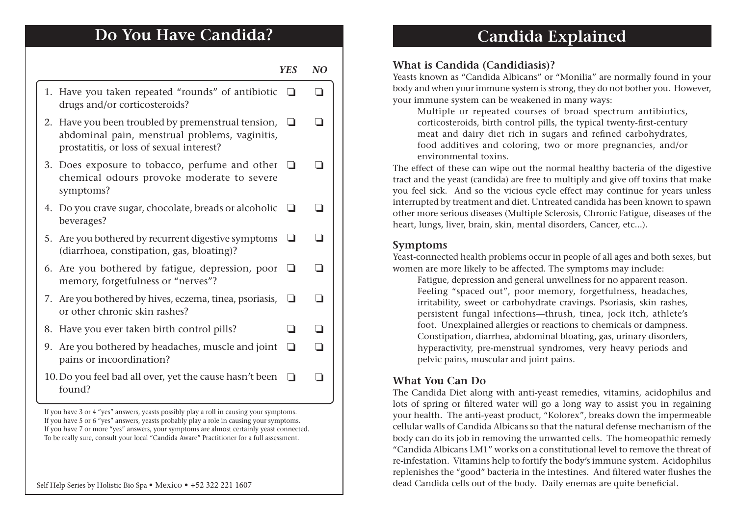# Do You Have Candida?

| | | YES | NO |
|---|---|---|---|
| 1. | Have you taken repeated "rounds" of antibiotic drugs and/or corticosteroids? | ❏ | ❏ |
| 2. | Have you been troubled by premenstrual tension, abdominal pain, menstrual problems, vaginitis, prostatitis, or loss of sexual interest? | ❏ | ❏ |
| 3. | Does exposure to tobacco, perfume and other chemical odours provoke moderate to severe symptoms? | ❏ | ❏ |
| 4. | Do you crave sugar, chocolate, breads or alcoholic beverages? | ❏ | ❏ |
| 5. | Are you bothered by recurrent digestive symptoms (diarrhoea, constipation, gas, bloating)? | ❏ | ❏ |
| 6. | Are you bothered by fatigue, depression, poor memory, forgetfulness or "nerves"? | ❏ | ❏ |
| 7. | Are you bothered by hives, eczema, tinea, psoriasis, or other chronic skin rashes? | ❏ | ❏ |
| 8. | Have you ever taken birth control pills? | ❏ | ❏ |
| 9. | Are you bothered by headaches, muscle and joint pains or incoordination? | ❏ | ❏ |
| 10. | Do you feel bad all over, yet the cause hasn't been found? | ❏ | ❏ |

If you have 3 or 4 "yes" answers, yeasts possibly play a roll in causing your symptoms.
If you have 5 or 6 "yes" answers, yeasts probably play a role in causing your symptoms.
If you have 7 or more "yes" answers, your symptoms are almost certainly yeast connected.
To be really sure, consult your local "Candida Aware" Practitioner for a full assessment.

Self Help Series by Holistic Bio Spa • Mexico • +52 322 221 1607

# Candida Explained

## What is Candida (Candidiasis)?

Yeasts known as "Candida Albicans" or "Monilia" are normally found in your body and when your immune system is strong, they do not bother you. However, your immune system can be weakened in many ways:

> Multiple or repeated courses of broad spectrum antibiotics, corticosteroids, birth control pills, the typical twenty-first-century meat and dairy diet rich in sugars and refined carbohydrates, food additives and coloring, two or more pregnancies, and/or environmental toxins.

The effect of these can wipe out the normal healthy bacteria of the digestive tract and the yeast (candida) are free to multiply and give off toxins that make you feel sick. And so the vicious cycle effect may continue for years unless interrupted by treatment and diet. Untreated candida has been known to spawn other more serious diseases (Multiple Sclerosis, Chronic Fatigue, diseases of the heart, lungs, liver, brain, skin, mental disorders, Cancer, etc...).

## Symptoms

Yeast-connected health problems occur in people of all ages and both sexes, but women are more likely to be affected. The symptoms may include:

> Fatigue, depression and general unwellness for no apparent reason. Feeling "spaced out", poor memory, forgetfulness, headaches, irritability, sweet or carbohydrate cravings. Psoriasis, skin rashes, persistent fungal infections—thrush, tinea, jock itch, athlete's foot. Unexplained allergies or reactions to chemicals or dampness. Constipation, diarrhea, abdominal bloating, gas, urinary disorders, hyperactivity, pre-menstrual syndromes, very heavy periods and pelvic pains, muscular and joint pains.

## What You Can Do

The Candida Diet along with anti-yeast remedies, vitamins, acidophilus and lots of spring or filtered water will go a long way to assist you in regaining your health. The anti-yeast product, "Kolorex", breaks down the impermeable cellular walls of Candida Albicans so that the natural defense mechanism of the body can do its job in removing the unwanted cells. The homeopathic remedy "Candida Albicans LM1" works on a constitutional level to remove the threat of re-infestation. Vitamins help to fortify the body's immune system. Acidophilus replenishes the "good" bacteria in the intestines. And filtered water flushes the dead Candida cells out of the body. Daily enemas are quite beneficial.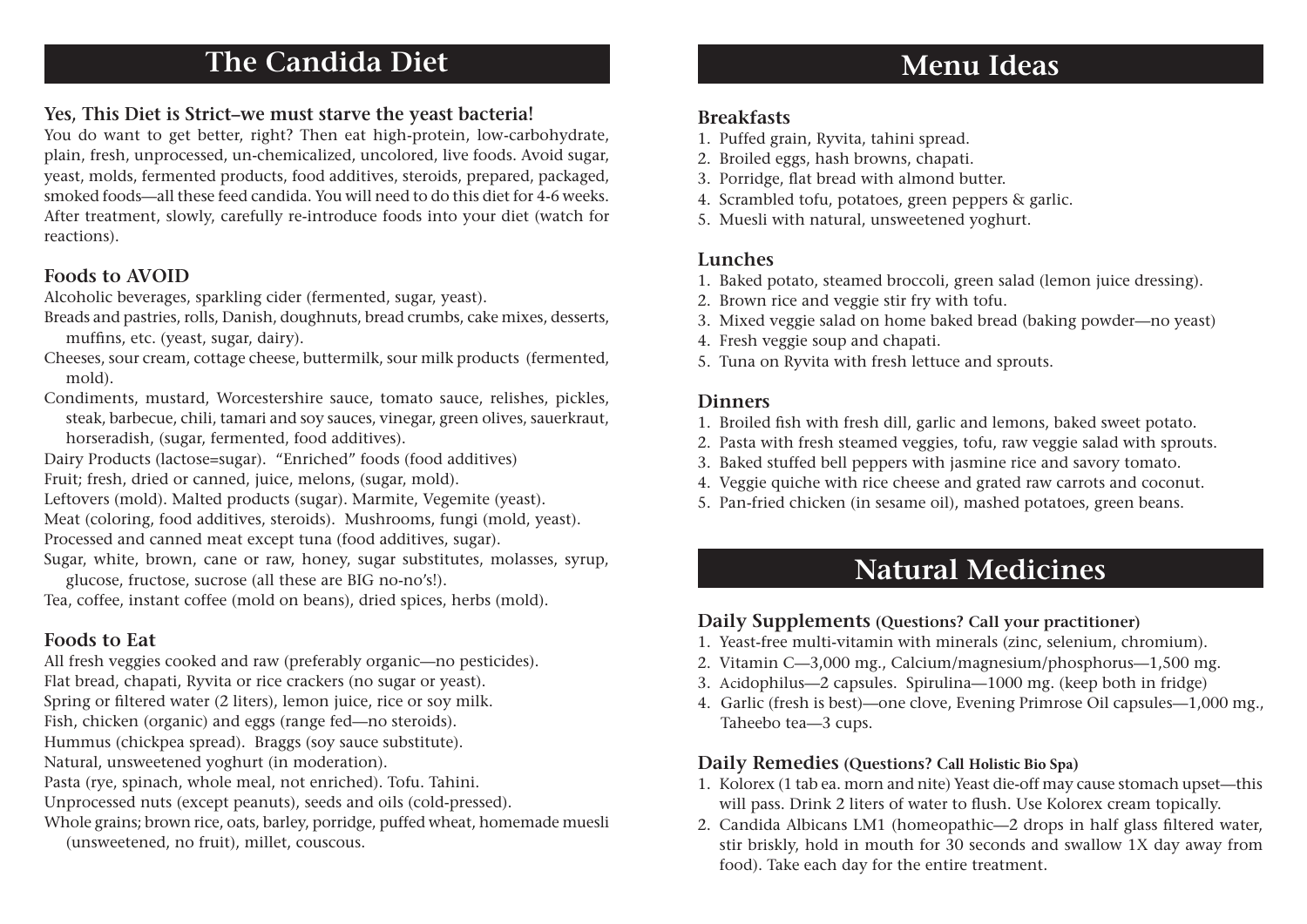# The Candida Diet

**Yes, This Diet is Strict–we must starve the yeast bacteria!**

You do want to get better, right? Then eat high-protein, low-carbohydrate, plain, fresh, unprocessed, un-chemicalized, uncolored, live foods. Avoid sugar, yeast, molds, fermented products, food additives, steroids, prepared, packaged, smoked foods—all these feed candida. You will need to do this diet for 4-6 weeks. After treatment, slowly, carefully re-introduce foods into your diet (watch for reactions).

### Foods to AVOID

Alcoholic beverages, sparkling cider (fermented, sugar, yeast).

Breads and pastries, rolls, Danish, doughnuts, bread crumbs, cake mixes, desserts, muffins, etc. (yeast, sugar, dairy).

Cheeses, sour cream, cottage cheese, buttermilk, sour milk products (fermented, mold).

Condiments, mustard, Worcestershire sauce, tomato sauce, relishes, pickles, steak, barbecue, chili, tamari and soy sauces, vinegar, green olives, sauerkraut, horseradish, (sugar, fermented, food additives).

Dairy Products (lactose=sugar). "Enriched" foods (food additives)

Fruit; fresh, dried or canned, juice, melons, (sugar, mold).

Leftovers (mold). Malted products (sugar). Marmite, Vegemite (yeast).

Meat (coloring, food additives, steroids). Mushrooms, fungi (mold, yeast).

Processed and canned meat except tuna (food additives, sugar).

Sugar, white, brown, cane or raw, honey, sugar substitutes, molasses, syrup, glucose, fructose, sucrose (all these are BIG no-no's!).

Tea, coffee, instant coffee (mold on beans), dried spices, herbs (mold).

### Foods to Eat

All fresh veggies cooked and raw (preferably organic—no pesticides).

Flat bread, chapati, Ryvita or rice crackers (no sugar or yeast).

Spring or filtered water (2 liters), lemon juice, rice or soy milk.

Fish, chicken (organic) and eggs (range fed—no steroids).

Hummus (chickpea spread). Braggs (soy sauce substitute).

Natural, unsweetened yoghurt (in moderation).

Pasta (rye, spinach, whole meal, not enriched). Tofu. Tahini.

Unprocessed nuts (except peanuts), seeds and oils (cold-pressed).

Whole grains; brown rice, oats, barley, porridge, puffed wheat, homemade muesli (unsweetened, no fruit), millet, couscous.

# Menu Ideas

### Breakfasts

1. Puffed grain, Ryvita, tahini spread.
2. Broiled eggs, hash browns, chapati.
3. Porridge, flat bread with almond butter.
4. Scrambled tofu, potatoes, green peppers & garlic.
5. Muesli with natural, unsweetened yoghurt.

### Lunches

1. Baked potato, steamed broccoli, green salad (lemon juice dressing).
2. Brown rice and veggie stir fry with tofu.
3. Mixed veggie salad on home baked bread (baking powder—no yeast)
4. Fresh veggie soup and chapati.
5. Tuna on Ryvita with fresh lettuce and sprouts.

### Dinners

1. Broiled fish with fresh dill, garlic and lemons, baked sweet potato.
2. Pasta with fresh steamed veggies, tofu, raw veggie salad with sprouts.
3. Baked stuffed bell peppers with jasmine rice and savory tomato.
4. Veggie quiche with rice cheese and grated raw carrots and coconut.
5. Pan-fried chicken (in sesame oil), mashed potatoes, green beans.

# Natural Medicines

### Daily Supplements (Questions? Call your practitioner)

1. Yeast-free multi-vitamin with minerals (zinc, selenium, chromium).
2. Vitamin C—3,000 mg., Calcium/magnesium/phosphorus—1,500 mg.
3. Acidophilus—2 capsules. Spirulina—1000 mg. (keep both in fridge)
4. Garlic (fresh is best)—one clove, Evening Primrose Oil capsules—1,000 mg., Taheebo tea—3 cups.

### Daily Remedies (Questions? Call Holistic Bio Spa)

1. Kolorex (1 tab ea. morn and nite) Yeast die-off may cause stomach upset—this will pass. Drink 2 liters of water to flush. Use Kolorex cream topically.
2. Candida Albicans LM1 (homeopathic—2 drops in half glass filtered water, stir briskly, hold in mouth for 30 seconds and swallow 1X day away from food). Take each day for the entire treatment.